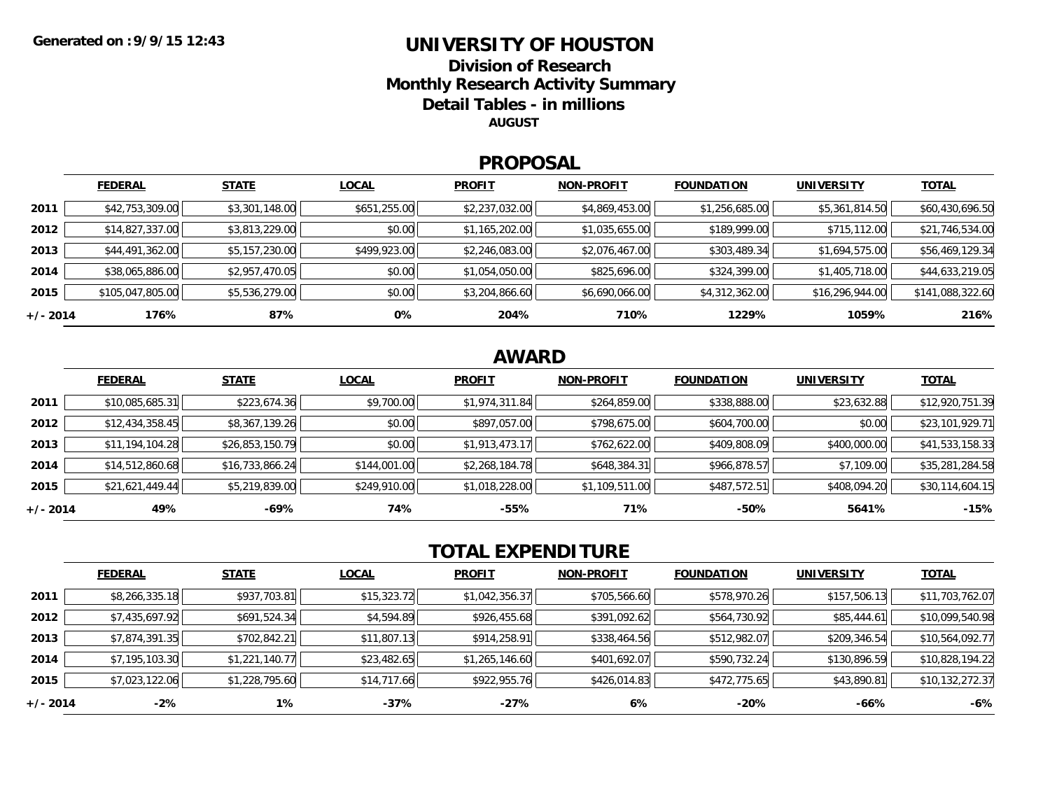Generated on :9/9/15 12:43

# UNIVERSITY OF HOUSTON

## Division of Research

## Monthly Research Activity Summary

## Detail Tables - in millions

**AUGUST**

## PROPOSAL

| | FEDERAL | STATE | LOCAL | PROFIT | NON-PROFIT | FOUNDATION | UNIVERSITY | TOTAL |
|---|---|---|---|---|---|---|---|---|
| **2011** | $42,753,309.00 | $3,301,148.00 | $651,255.00 | $2,237,032.00 | $4,869,453.00 | $1,256,685.00 | $5,361,814.50 | $60,430,696.50 |
| **2012** | $14,827,337.00 | $3,813,229.00 | $0.00 | $1,165,202.00 | $1,035,655.00 | $189,999.00 | $715,112.00 | $21,746,534.00 |
| **2013** | $44,491,362.00 | $5,157,230.00 | $499,923.00 | $2,246,083.00 | $2,076,467.00 | $303,489.34 | $1,694,575.00 | $56,469,129.34 |
| **2014** | $38,065,886.00 | $2,957,470.05 | $0.00 | $1,054,050.00 | $825,696.00 | $324,399.00 | $1,405,718.00 | $44,633,219.05 |
| **2015** | $105,047,805.00 | $5,536,279.00 | $0.00 | $3,204,866.60 | $6,690,066.00 | $4,312,362.00 | $16,296,944.00 | $141,088,322.60 |
| **+/- 2014** | **176%** | **87%** | **0%** | **204%** | **710%** | **1229%** | **1059%** | **216%** |

## AWARD

| | FEDERAL | STATE | LOCAL | PROFIT | NON-PROFIT | FOUNDATION | UNIVERSITY | TOTAL |
|---|---|---|---|---|---|---|---|---|
| **2011** | $10,085,685.31 | $223,674.36 | $9,700.00 | $1,974,311.84 | $264,859.00 | $338,888.00 | $23,632.88 | $12,920,751.39 |
| **2012** | $12,434,358.45 | $8,367,139.26 | $0.00 | $897,057.00 | $798,675.00 | $604,700.00 | $0.00 | $23,101,929.71 |
| **2013** | $11,194,104.28 | $26,853,150.79 | $0.00 | $1,913,473.17 | $762,622.00 | $409,808.09 | $400,000.00 | $41,533,158.33 |
| **2014** | $14,512,860.68 | $16,733,866.24 | $144,001.00 | $2,268,184.78 | $648,384.31 | $966,878.57 | $7,109.00 | $35,281,284.58 |
| **2015** | $21,621,449.44 | $5,219,839.00 | $249,910.00 | $1,018,228.00 | $1,109,511.00 | $487,572.51 | $408,094.20 | $30,114,604.15 |
| **+/- 2014** | **49%** | **-69%** | **74%** | **-55%** | **71%** | **-50%** | **5641%** | **-15%** |

## TOTAL EXPENDITURE

| | FEDERAL | STATE | LOCAL | PROFIT | NON-PROFIT | FOUNDATION | UNIVERSITY | TOTAL |
|---|---|---|---|---|---|---|---|---|
| **2011** | $8,266,335.18 | $937,703.81 | $15,323.72 | $1,042,356.37 | $705,566.60 | $578,970.26 | $157,506.13 | $11,703,762.07 |
| **2012** | $7,435,697.92 | $691,524.34 | $4,594.89 | $926,455.68 | $391,092.62 | $564,730.92 | $85,444.61 | $10,099,540.98 |
| **2013** | $7,874,391.35 | $702,842.21 | $11,807.13 | $914,258.91 | $338,464.56 | $512,982.07 | $209,346.54 | $10,564,092.77 |
| **2014** | $7,195,103.30 | $1,221,140.77 | $23,482.65 | $1,265,146.60 | $401,692.07 | $590,732.24 | $130,896.59 | $10,828,194.22 |
| **2015** | $7,023,122.06 | $1,228,795.60 | $14,717.66 | $922,955.76 | $426,014.83 | $472,775.65 | $43,890.81 | $10,132,272.37 |
| **+/- 2014** | **-2%** | **1%** | **-37%** | **-27%** | **6%** | **-20%** | **-66%** | **-6%** |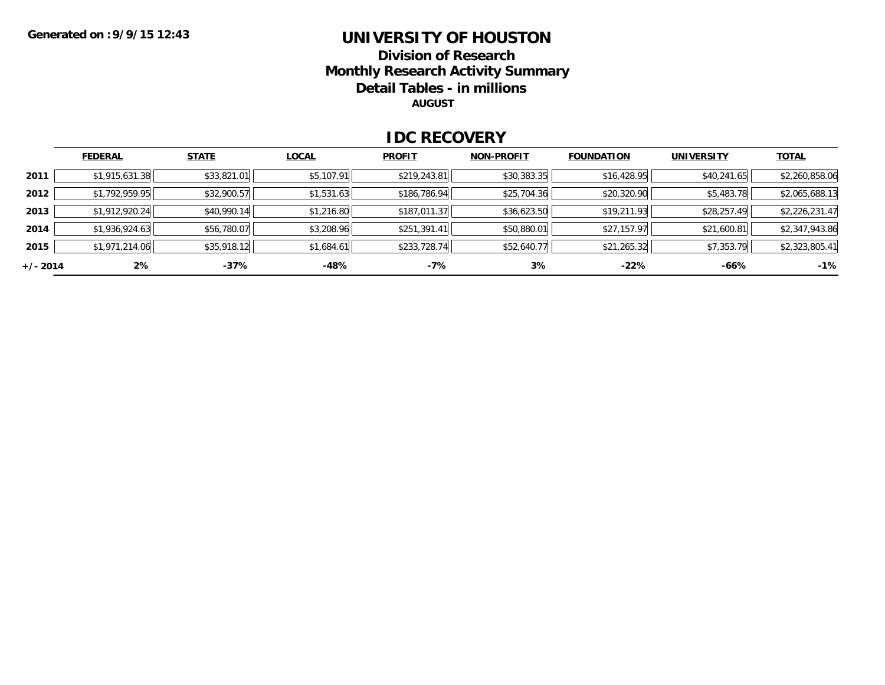Generated on :9/9/15 12:43

# UNIVERSITY OF HOUSTON

## Division of Research

## Monthly Research Activity Summary

## Detail Tables - in millions

**AUGUST**

## IDC RECOVERY

| | FEDERAL | STATE | LOCAL | PROFIT | NON-PROFIT | FOUNDATION | UNIVERSITY | TOTAL |
|---|---|---|---|---|---|---|---|---|
| **2011** | $1,915,631.38 | $33,821.01 | $5,107.91 | $219,243.81 | $30,383.35 | $16,428.95 | $40,241.65 | $2,260,858.06 |
| **2012** | $1,792,959.95 | $32,900.57 | $1,531.63 | $186,786.94 | $25,704.36 | $20,320.90 | $5,483.78 | $2,065,688.13 |
| **2013** | $1,912,920.24 | $40,990.14 | $1,216.80 | $187,011.37 | $36,623.50 | $19,211.93 | $28,257.49 | $2,226,231.47 |
| **2014** | $1,936,924.63 | $56,780.07 | $3,208.96 | $251,391.41 | $50,880.01 | $27,157.97 | $21,600.81 | $2,347,943.86 |
| **2015** | $1,971,214.06 | $35,918.12 | $1,684.61 | $233,728.74 | $52,640.77 | $21,265.32 | $7,353.79 | $2,323,805.41 |
| **+/- 2014** | **2%** | **-37%** | **-48%** | **-7%** | **3%** | **-22%** | **-66%** | **-1%** |